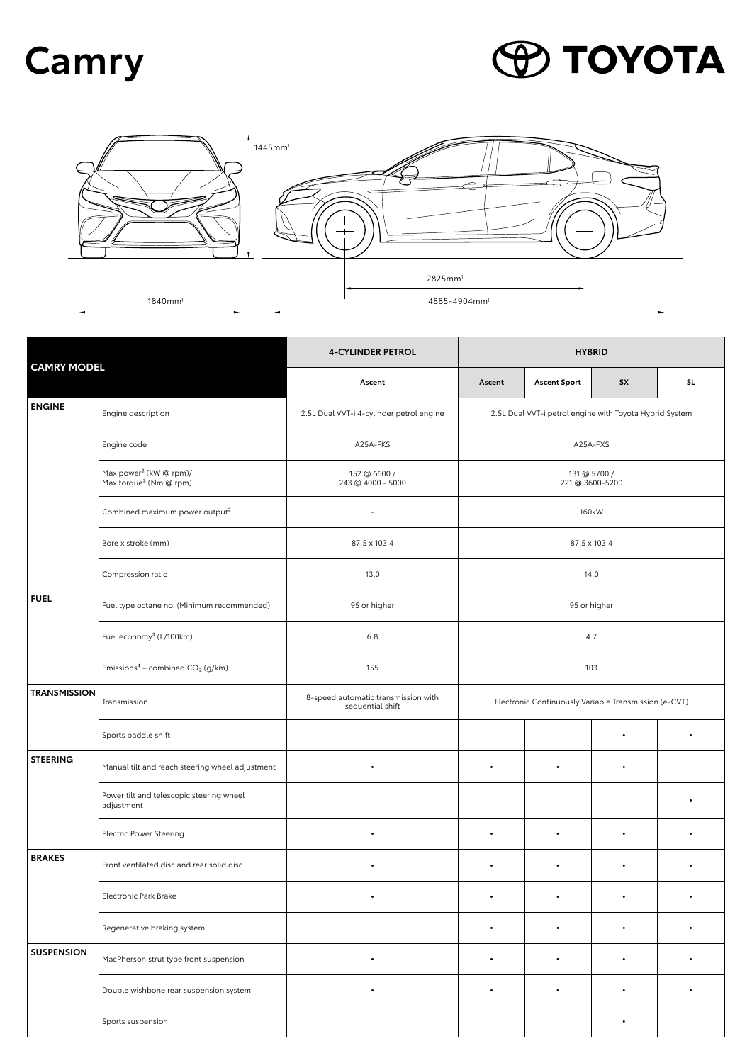# Camry

TOYOTA

1445mm[1]

1840mm[1]

2825mm[1]

4885–4904mm[1]

| CAMRY MODEL | | 4-CYLINDER PETROL | HYBRID | | | |
|---|---|---|---|---|---|---|
| | | Ascent | Ascent | Ascent Sport | SX | SL |
| **ENGINE** | Engine description | 2.5L Dual VVT-i 4-cylinder petrol engine | 2.5L Dual VVT-i petrol engine with Toyota Hybrid System | | | |
| | Engine code | A25A-FKS | A25A-FXS | | | |
| | Max power[2] (kW @ rpm)/ Max torque[2] (Nm @ rpm) | 152 @ 6600 / 243 @ 4000 - 5000 | 131 @ 5700 / 221 @ 3600-5200 | | | |
| | Combined maximum power output[2] | – | 160kW | | | |
| | Bore x stroke (mm) | 87.5 x 103.4 | 87.5 x 103.4 | | | |
| | Compression ratio | 13.0 | 14.0 | | | |
| **FUEL** | Fuel type octane no. (Minimum recommended) | 95 or higher | 95 or higher | | | |
| | Fuel economy[3] (L/100km) | 6.8 | 4.7 | | | |
| | Emissions[4] – combined $CO_2$ (g/km) | 155 | 103 | | | |
| **TRANSMISSION** | Transmission | 8-speed automatic transmission with sequential shift | Electronic Continuously Variable Transmission (e-CVT) | | | |
| | Sports paddle shift | | | | • | • |
| **STEERING** | Manual tilt and reach steering wheel adjustment | • | • | • | • | |
| | Power tilt and telescopic steering wheel adjustment | | | | | • |
| | Electric Power Steering | • | • | • | • | • |
| **BRAKES** | Front ventilated disc and rear solid disc | • | • | • | • | • |
| | Electronic Park Brake | • | • | • | • | • |
| | Regenerative braking system | | • | • | • | • |
| **SUSPENSION** | MacPherson strut type front suspension | • | • | • | • | • |
| | Double wishbone rear suspension system | • | • | • | • | • |
| | Sports suspension | | | | • | |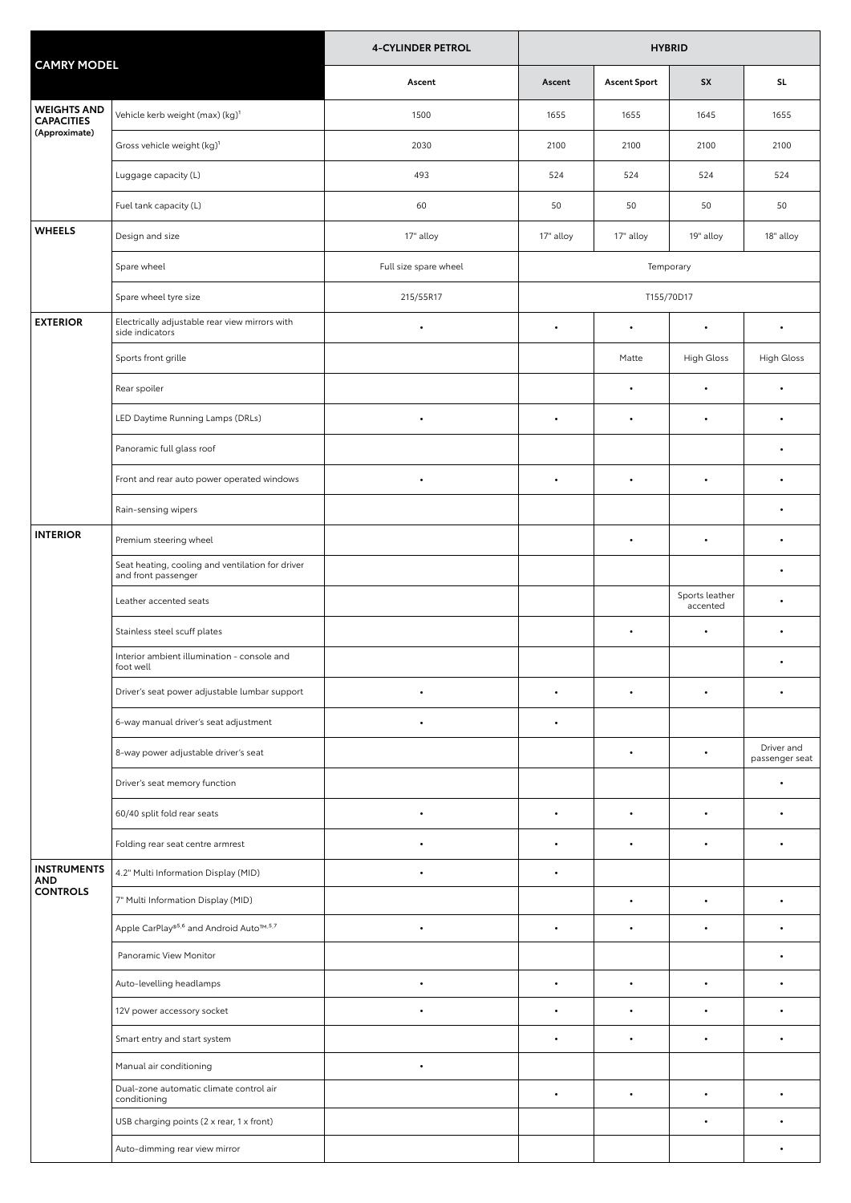| CAMRY MODEL | | 4-CYLINDER PETROL | HYBRID | | | |
|---|---|---|---|---|---|---|
| | | Ascent | Ascent | Ascent Sport | SX | SL |
| **WEIGHTS AND CAPACITIES (Approximate)** | Vehicle kerb weight (max) (kg)[1] | 1500 | 1655 | 1655 | 1645 | 1655 |
| | Gross vehicle weight (kg)[1] | 2030 | 2100 | 2100 | 2100 | 2100 |
| | Luggage capacity (L) | 493 | 524 | 524 | 524 | 524 |
| | Fuel tank capacity (L) | 60 | 50 | 50 | 50 | 50 |
| **WHEELS** | Design and size | 17" alloy | 17" alloy | 17" alloy | 19" alloy | 18" alloy |
| | Spare wheel | Full size spare wheel | Temporary | | | |
| | Spare wheel tyre size | 215/55R17 | T155/70D17 | | | |
| **EXTERIOR** | Electrically adjustable rear view mirrors with side indicators | • | • | • | • | • |
| | Sports front grille | | | Matte | High Gloss | High Gloss |
| | Rear spoiler | | | • | • | • |
| | LED Daytime Running Lamps (DRLs) | • | • | • | • | • |
| | Panoramic full glass roof | | | | | • |
| | Front and rear auto power operated windows | • | • | • | • | • |
| | Rain-sensing wipers | | | | | • |
| **INTERIOR** | Premium steering wheel | | | • | • | • |
| | Seat heating, cooling and ventilation for driver and front passenger | | | | | • |
| | Leather accented seats | | | | Sports leather accented | • |
| | Stainless steel scuff plates | | | • | • | • |
| | Interior ambient illumination - console and foot well | | | | | • |
| | Driver's seat power adjustable lumbar support | • | • | • | • | • |
| | 6-way manual driver's seat adjustment | • | • | | | |
| | 8-way power adjustable driver's seat | | | • | • | Driver and passenger seat |
| | Driver's seat memory function | | | | | • |
| | 60/40 split fold rear seats | • | • | • | • | • |
| | Folding rear seat centre armrest | • | • | • | • | • |
| **INSTRUMENTS AND CONTROLS** | 4.2" Multi Information Display (MID) | • | • | | | |
| | 7" Multi Information Display (MID) | | | • | • | • |
| | Apple CarPlay®[5,6] and Android Auto™[,5,7] | • | • | • | • | • |
| | Panoramic View Monitor | | | | | • |
| | Auto-levelling headlamps | • | • | • | • | • |
| | 12V power accessory socket | • | • | • | • | • |
| | Smart entry and start system | | • | • | • | • |
| | Manual air conditioning | • | | | | |
| | Dual-zone automatic climate control air conditioning | | • | • | • | • |
| | USB charging points (2 x rear, 1 x front) | | | | • | • |
| | Auto-dimming rear view mirror | | | | | • |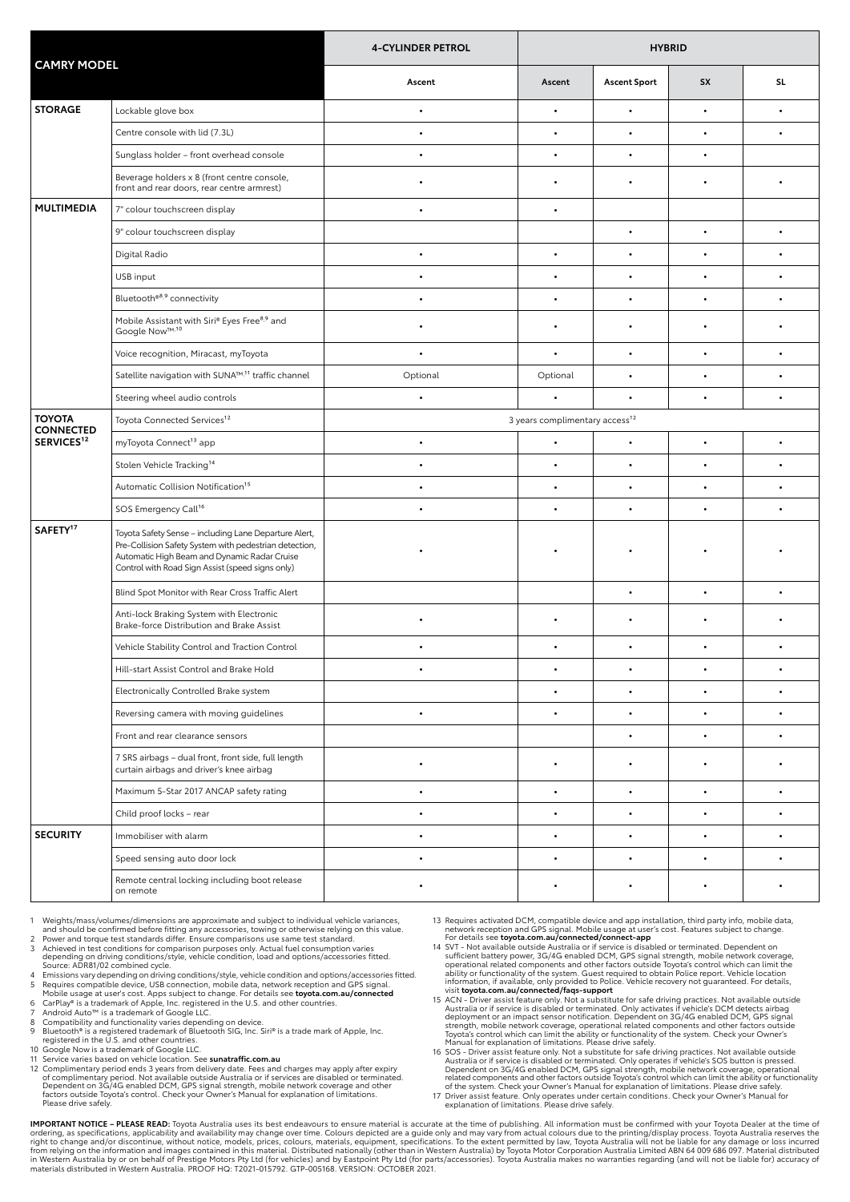| CAMRY MODEL | | 4-CYLINDER PETROL | HYBRID | | | |
|---|---|---|---|---|---|---|
| | | Ascent | Ascent | Ascent Sport | SX | SL |
| **STORAGE** | Lockable glove box | • | • | • | • | • |
| | Centre console with lid (7.3L) | • | • | • | • | • |
| | Sunglass holder – front overhead console | • | • | • | • | |
| | Beverage holders x 8 (front centre console, front and rear doors, rear centre armrest) | • | • | • | • | • |
| **MULTIMEDIA** | 7" colour touchscreen display | • | • | | | |
| | 9" colour touchscreen display | | | • | • | • |
| | Digital Radio | • | • | • | • | • |
| | USB input | • | • | • | • | • |
| | Bluetooth®[8,9] connectivity | • | • | • | • | • |
| | Mobile Assistant with Siri® Eyes Free[8,9] and Google Now™[10] | • | • | • | • | • |
| | Voice recognition, Miracast, myToyota | • | • | • | • | • |
| | Satellite navigation with SUNA™[11] traffic channel | Optional | Optional | • | • | • |
| | Steering wheel audio controls | • | • | • | • | • |
| **TOYOTA CONNECTED SERVICES[12]** | Toyota Connected Services[12] | 3 years complimentary access[12] | | | | |
| | myToyota Connect[13] app | • | • | • | • | • |
| | Stolen Vehicle Tracking[14] | • | • | • | • | • |
| | Automatic Collision Notification[15] | • | • | • | • | • |
| | SOS Emergency Call[16] | • | • | • | • | • |
| **SAFETY[17]** | Toyota Safety Sense – including Lane Departure Alert, Pre-Collision Safety System with pedestrian detection, Automatic High Beam and Dynamic Radar Cruise Control with Road Sign Assist (speed signs only) | • | • | • | • | • |
| | Blind Spot Monitor with Rear Cross Traffic Alert | | | • | • | • |
| | Anti-lock Braking System with Electronic Brake-force Distribution and Brake Assist | • | • | • | • | • |
| | Vehicle Stability Control and Traction Control | • | • | • | • | • |
| | Hill-start Assist Control and Brake Hold | • | • | • | • | • |
| | Electronically Controlled Brake system | | • | • | • | • |
| | Reversing camera with moving guidelines | • | • | • | • | • |
| | Front and rear clearance sensors | | | • | • | • |
| | 7 SRS airbags – dual front, front side, full length curtain airbags and driver's knee airbag | • | • | • | • | • |
| | Maximum 5-Star 2017 ANCAP safety rating | • | • | • | • | • |
| | Child proof locks – rear | • | • | • | • | • |
| **SECURITY** | Immobiliser with alarm | • | • | • | • | • |
| | Speed sensing auto door lock | • | • | • | • | • |
| | Remote central locking including boot release on remote | • | • | • | • | • |

1 Weights/mass/volumes/dimensions are approximate and subject to individual vehicle variances, and should be confirmed before fitting any accessories, towing or otherwise relying on this value.
2 Power and torque test standards differ. Ensure comparisons use same test standard.
3 Achieved in test conditions for comparison purposes only. Actual fuel consumption varies depending on driving conditions/style, vehicle condition, load and options/accessories fitted. Source: ADR81/02 combined cycle.
4 Emissions vary depending on driving conditions/style, vehicle condition and options/accessories fitted.
5 Requires compatible device, USB connection, mobile data, network reception and GPS signal. Mobile usage at user's cost. Apps subject to change. For details see **toyota.com.au/connected**
6 CarPlay® is a trademark of Apple, Inc. registered in the U.S. and other countries.
7 Android Auto™ is a trademark of Google LLC.
8 Compatibility and functionality varies depending on device.
9 Bluetooth® is a registered trademark of Bluetooth SIG, Inc. Siri® is a trade mark of Apple, Inc. registered in the U.S. and other countries.
10 Google Now is a trademark of Google LLC.
11 Service varies based on vehicle location. See **sunatraffic.com.au**
12 Complimentary period ends 3 years from delivery date. Fees and charges may apply after expiry of complimentary period. Not available outside Australia or if services are disabled or terminated. Dependent on 3G/4G enabled DCM, GPS signal strength, mobile network coverage and other factors outside Toyota's control. Check your Owner's Manual for explanation of limitations. Please drive safely.
13 Requires activated DCM, compatible device and app installation, third party info, mobile data, network reception and GPS signal. Mobile usage at user's cost. Features subject to change. For details see **toyota.com.au/connected/connect-app**
14 SVT – Not available outside Australia or if service is disabled or terminated. Dependent on sufficient battery power, 3G/4G enabled DCM, GPS signal strength, mobile network coverage, operational related components and other factors outside Toyota's control which can limit the ability or functionality of the system. Guest required to obtain Police report. Vehicle location information, if available, only provided to Police. Vehicle recovery not guaranteed. For details, visit **toyota.com.au/connected/faqs-support**
15 ACN – Driver assist feature only. Not a substitute for safe driving practices. Not available outside Australia or if service is disabled or terminated. Only activates if vehicle's DCM detects airbag deployment or an impact sensor notification. Dependent on 3G/4G enabled DCM, GPS signal strength, mobile network coverage, operational related components and other factors outside Toyota's control which can limit the ability or functionality of the system. Check your Owner's Manual for explanation of limitations. Please drive safely.
16 SOS – Driver assist feature only. Not a substitute for safe driving practices. Not available outside Australia or if service is disabled or terminated. Only operates if vehicle's SOS button is pressed. Dependent on 3G/4G enabled DCM, GPS signal strength, mobile network coverage, operational related components and other factors outside Toyota's control which can limit the ability or functionality of the system. Check your Owner's Manual for explanation of limitations. Please drive safely.
17 Driver assist feature. Only operates under certain conditions. Check your Owner's Manual for explanation of limitations. Please drive safely.

**IMPORTANT NOTICE – PLEASE READ:** Toyota Australia uses its best endeavours to ensure material is accurate at the time of publishing. All information must be confirmed with your Toyota Dealer at the time of ordering, as specifications, applicability and availability may change over time. Colours depicted are a guide only and may vary from actual colours due to the printing/display process. Toyota Australia reserves the right to change and/or discontinue, without notice, models, prices, colours, materials, equipment, specifications. To the extent permitted by law, Toyota Australia will not be liable for any damage or loss incurred from relying on the information and images contained in this material. Distributed nationally (other than in Western Australia) by Toyota Motor Corporation Australia Limited ABN 64 009 686 097. Material distributed in Western Australia by or on behalf of Prestige Motors Pty Ltd (for vehicles) and by Eastpoint Pty Ltd (for parts/accessories). Toyota Australia makes no warranties regarding (and will not be liable for) accuracy of materials distributed in Western Australia. PROOF HQ: T2021-015792. GTP-005168. VERSION: OCTOBER 2021.